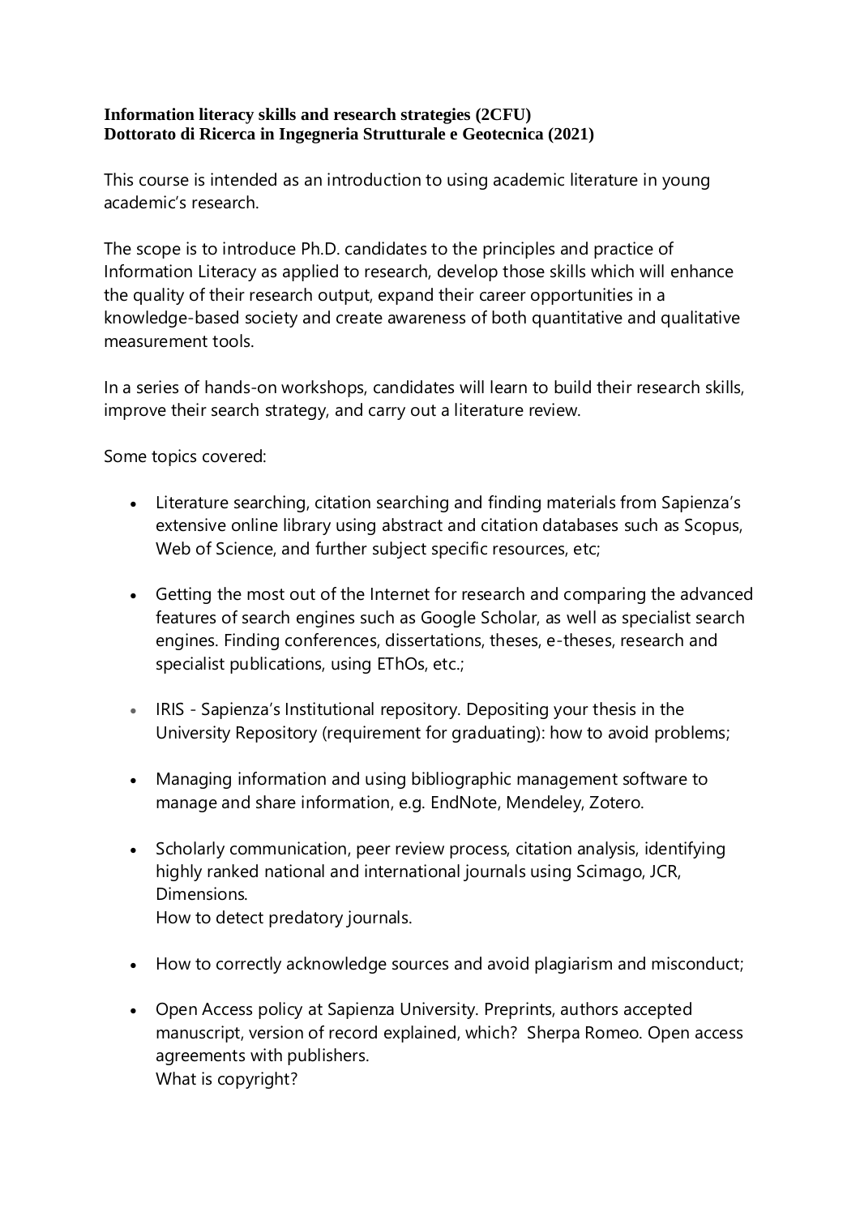**Information literacy skills and research strategies (2CFU)**
**Dottorato di Ricerca in Ingegneria Strutturale e Geotecnica (2021)**

This course is intended as an introduction to using academic literature in young academic's research.

The scope is to introduce Ph.D. candidates to the principles and practice of Information Literacy as applied to research, develop those skills which will enhance the quality of their research output, expand their career opportunities in a knowledge-based society and create awareness of both quantitative and qualitative measurement tools.

In a series of hands-on workshops, candidates will learn to build their research skills, improve their search strategy, and carry out a literature review.

Some topics covered:

- Literature searching, citation searching and finding materials from Sapienza's extensive online library using abstract and citation databases such as Scopus, Web of Science, and further subject specific resources, etc;

- Getting the most out of the Internet for research and comparing the advanced features of search engines such as Google Scholar, as well as specialist search engines. Finding conferences, dissertations, theses, e-theses, research and specialist publications, using EThOs, etc.;

- IRIS - Sapienza's Institutional repository. Depositing your thesis in the University Repository (requirement for graduating): how to avoid problems;

- Managing information and using bibliographic management software to manage and share information, e.g. EndNote, Mendeley, Zotero.

- Scholarly communication, peer review process, citation analysis, identifying highly ranked national and international journals using Scimago, JCR, Dimensions.
  How to detect predatory journals.

- How to correctly acknowledge sources and avoid plagiarism and misconduct;

- Open Access policy at Sapienza University. Preprints, authors accepted manuscript, version of record explained, which? Sherpa Romeo. Open access agreements with publishers.
  What is copyright?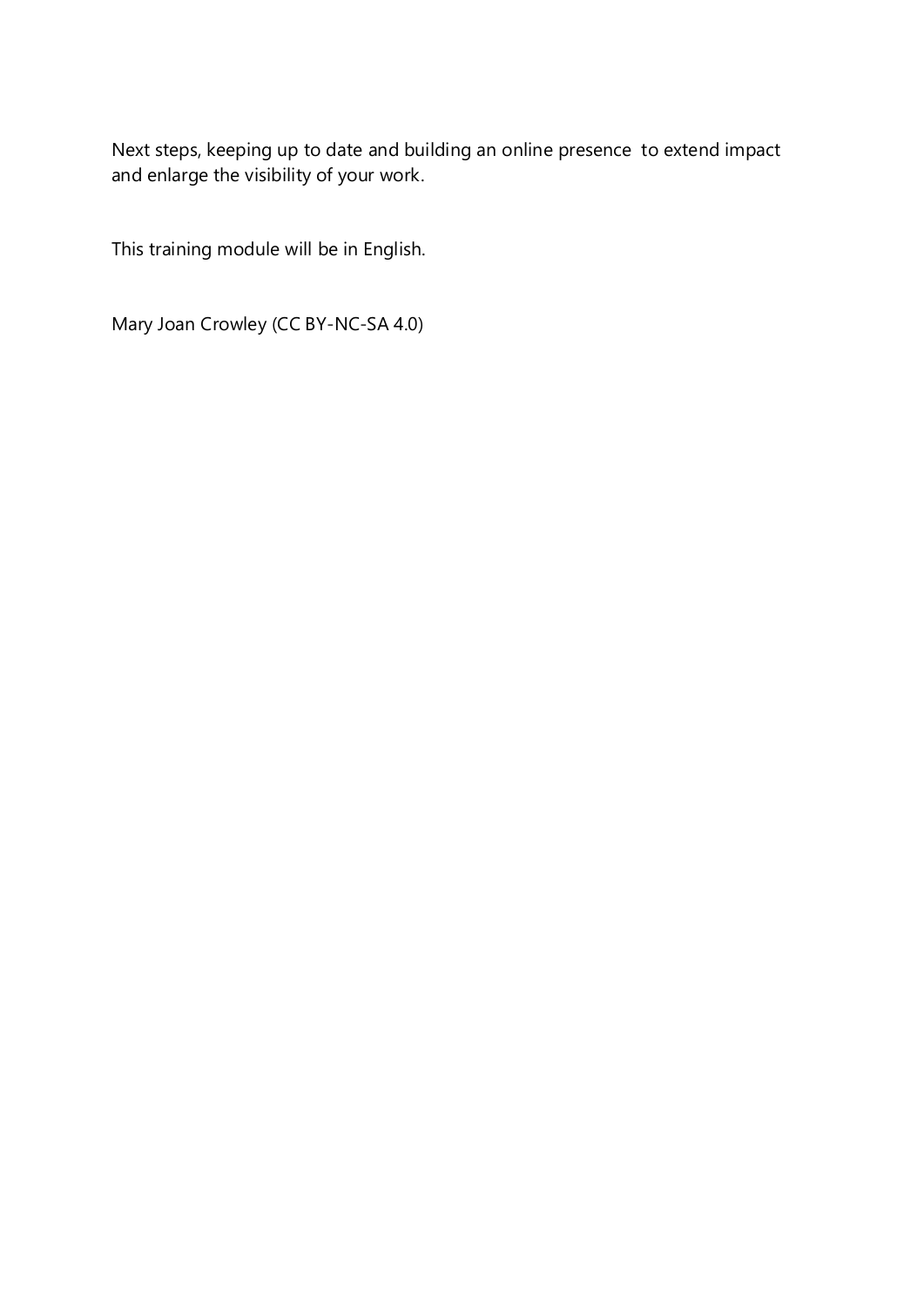Next steps, keeping up to date and building an online presence to extend impact and enlarge the visibility of your work.

This training module will be in English.

Mary Joan Crowley (CC BY-NC-SA 4.0)